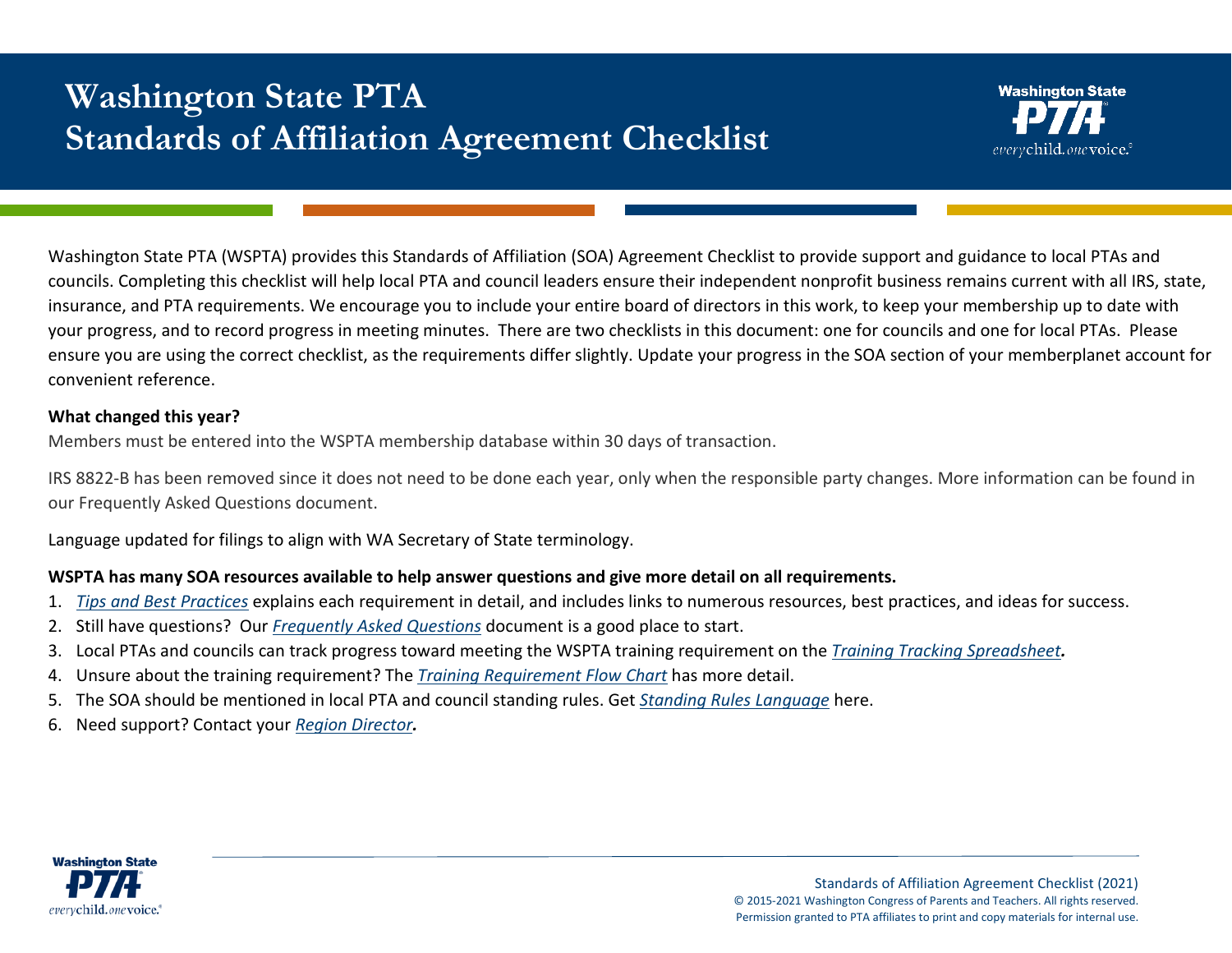# Washington State PTA Standards of Affiliation Agreement Checklist

Washington State PTA (WSPTA) provides this Standards of Affiliation (SOA) Agreement Checklist to provide support and guidance to local PTAs and councils. Completing this checklist will help local PTA and council leaders ensure their independent nonprofit business remains current with all IRS, state, insurance, and PTA requirements. We encourage you to include your entire board of directors in this work, to keep your membership up to date with your progress, and to record progress in meeting minutes. There are two checklists in this document: one for councils and one for local PTAs. Please ensure you are using the correct checklist, as the requirements differ slightly. Update your progress in the SOA section of your memberplanet account for convenient reference.

**What changed this year?**

Members must be entered into the WSPTA membership database within 30 days of transaction.

IRS 8822-B has been removed since it does not need to be done each year, only when the responsible party changes. More information can be found in our Frequently Asked Questions document.

Language updated for filings to align with WA Secretary of State terminology.

**WSPTA has many SOA resources available to help answer questions and give more detail on all requirements.**

1. *Tips and Best Practices* explains each requirement in detail, and includes links to numerous resources, best practices, and ideas for success.
2. Still have questions? Our *Frequently Asked Questions* document is a good place to start.
3. Local PTAs and councils can track progress toward meeting the WSPTA training requirement on the ***Training Tracking Spreadsheet.***
4. Unsure about the training requirement? The *Training Requirement Flow Chart* has more detail.
5. The SOA should be mentioned in local PTA and council standing rules. Get *Standing Rules Language* here.
6. Need support? Contact your ***Region Director.***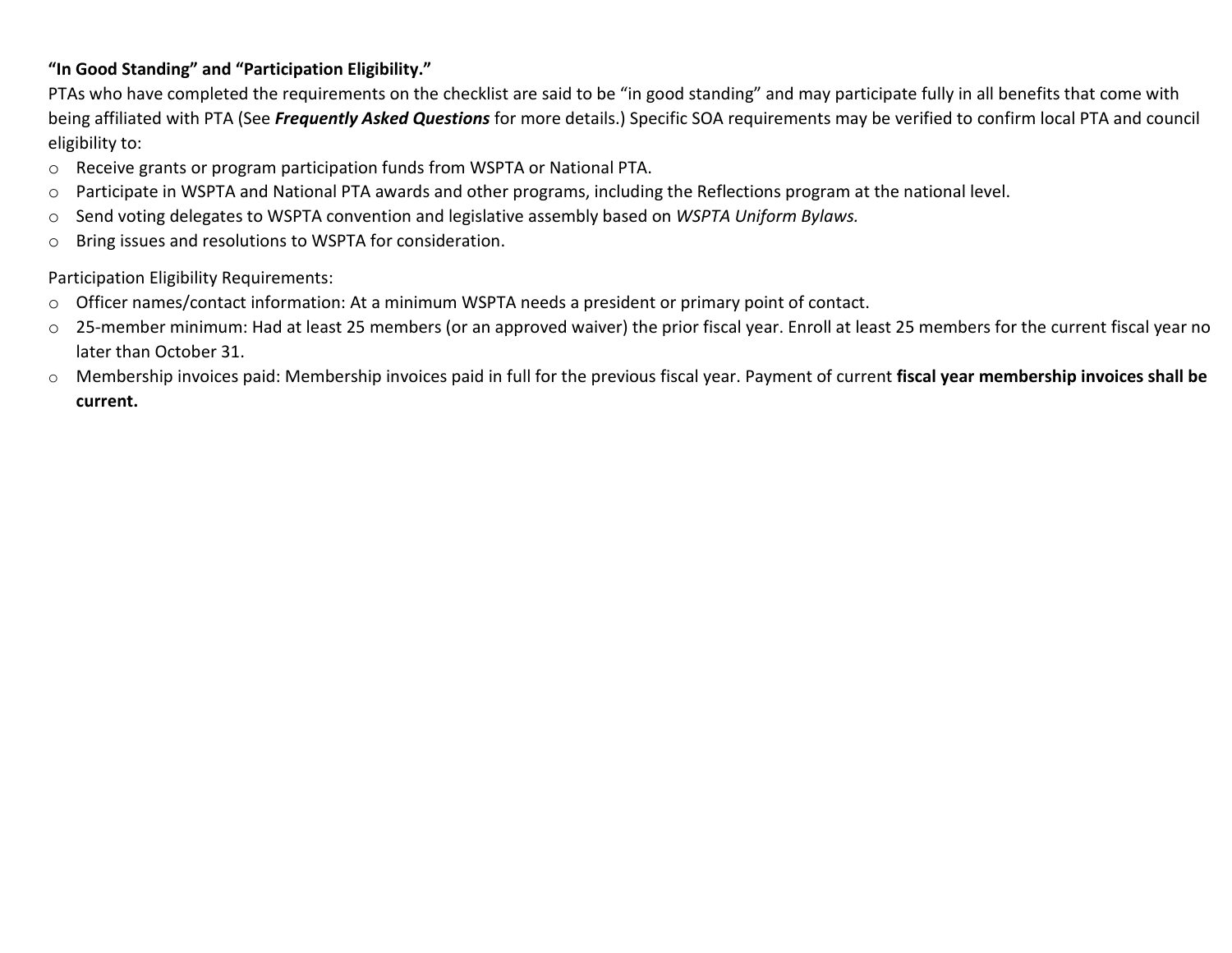**“In Good Standing” and “Participation Eligibility.”**

PTAs who have completed the requirements on the checklist are said to be “in good standing” and may participate fully in all benefits that come with being affiliated with PTA (See ***Frequently Asked Questions*** for more details.) Specific SOA requirements may be verified to confirm local PTA and council eligibility to:

- Receive grants or program participation funds from WSPTA or National PTA.
- Participate in WSPTA and National PTA awards and other programs, including the Reflections program at the national level.
- Send voting delegates to WSPTA convention and legislative assembly based on *WSPTA Uniform Bylaws.*
- Bring issues and resolutions to WSPTA for consideration.

Participation Eligibility Requirements:

- Officer names/contact information: At a minimum WSPTA needs a president or primary point of contact.
- 25-member minimum: Had at least 25 members (or an approved waiver) the prior fiscal year. Enroll at least 25 members for the current fiscal year no later than October 31.
- Membership invoices paid: Membership invoices paid in full for the previous fiscal year. Payment of current **fiscal year membership invoices shall be current.**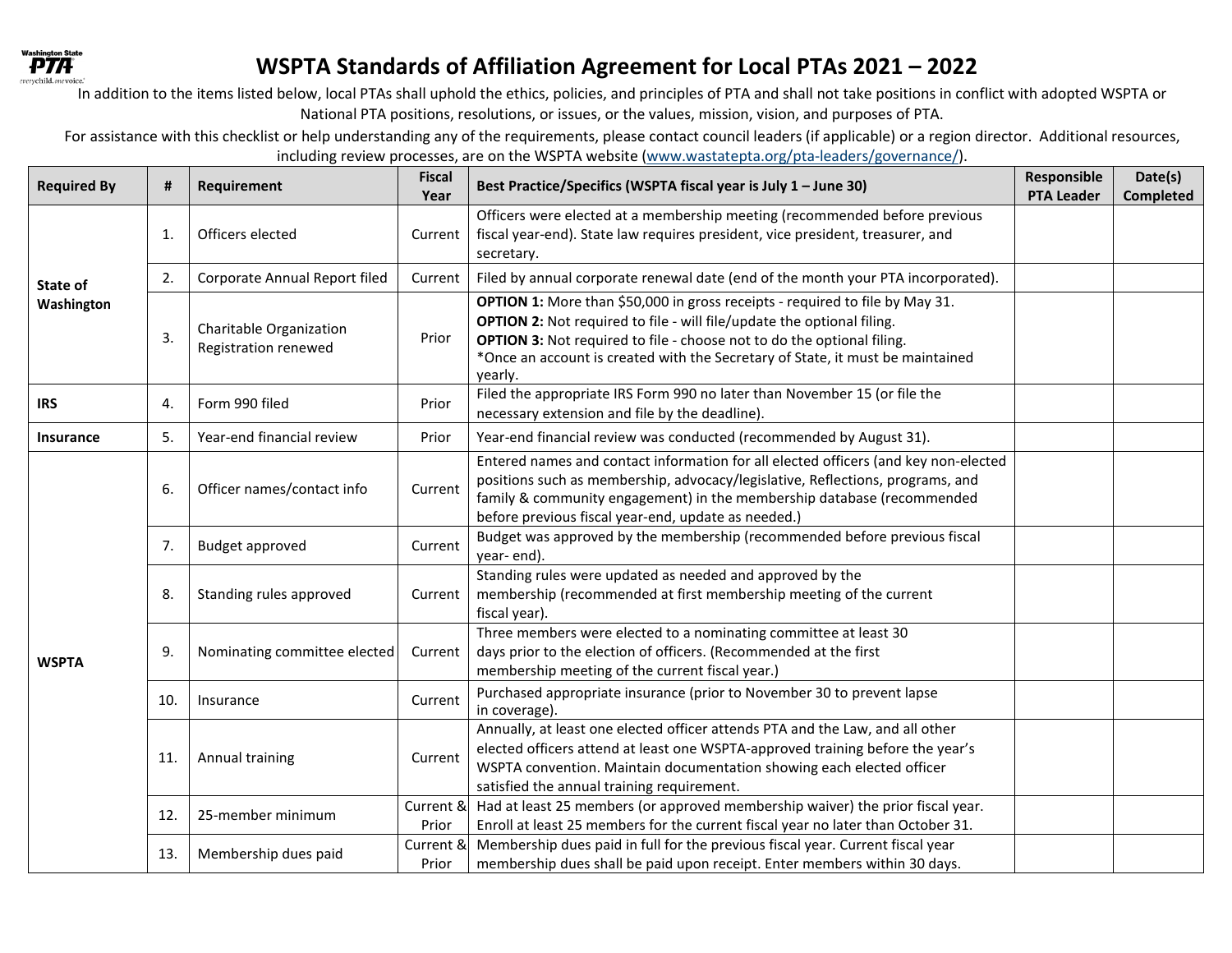# WSPTA Standards of Affiliation Agreement for Local PTAs 2021 – 2022

In addition to the items listed below, local PTAs shall uphold the ethics, policies, and principles of PTA and shall not take positions in conflict with adopted WSPTA or National PTA positions, resolutions, or issues, or the values, mission, vision, and purposes of PTA.

For assistance with this checklist or help understanding any of the requirements, please contact council leaders (if applicable) or a region director. Additional resources, including review processes, are on the WSPTA website (www.wastatepta.org/pta-leaders/governance/).

| Required By | # | Requirement | Fiscal Year | Best Practice/Specifics (WSPTA fiscal year is July 1 – June 30) | Responsible PTA Leader | Date(s) Completed |
|---|---|---|---|---|---|---|
| State of Washington | 1. | Officers elected | Current | Officers were elected at a membership meeting (recommended before previous fiscal year-end). State law requires president, vice president, treasurer, and secretary. | | |
| | 2. | Corporate Annual Report filed | Current | Filed by annual corporate renewal date (end of the month your PTA incorporated). | | |
| | 3. | Charitable Organization Registration renewed | Prior | **OPTION 1:** More than $50,000 in gross receipts - required to file by May 31. **OPTION 2:** Not required to file - will file/update the optional filing. **OPTION 3:** Not required to file - choose not to do the optional filing. *Once an account is created with the Secretary of State, it must be maintained yearly. | | |
| IRS | 4. | Form 990 filed | Prior | Filed the appropriate IRS Form 990 no later than November 15 (or file the necessary extension and file by the deadline). | | |
| Insurance | 5. | Year-end financial review | Prior | Year-end financial review was conducted (recommended by August 31). | | |
| WSPTA | 6. | Officer names/contact info | Current | Entered names and contact information for all elected officers (and key non-elected positions such as membership, advocacy/legislative, Reflections, programs, and family & community engagement) in the membership database (recommended before previous fiscal year-end, update as needed.) | | |
| | 7. | Budget approved | Current | Budget was approved by the membership (recommended before previous fiscal year- end). | | |
| | 8. | Standing rules approved | Current | Standing rules were updated as needed and approved by the membership (recommended at first membership meeting of the current fiscal year). | | |
| | 9. | Nominating committee elected | Current | Three members were elected to a nominating committee at least 30 days prior to the election of officers. (Recommended at the first membership meeting of the current fiscal year.) | | |
| | 10. | Insurance | Current | Purchased appropriate insurance (prior to November 30 to prevent lapse in coverage). | | |
| | 11. | Annual training | Current | Annually, at least one elected officer attends PTA and the Law, and all other elected officers attend at least one WSPTA-approved training before the year's WSPTA convention. Maintain documentation showing each elected officer satisfied the annual training requirement. | | |
| | 12. | 25-member minimum | Current & Prior | Had at least 25 members (or approved membership waiver) the prior fiscal year. Enroll at least 25 members for the current fiscal year no later than October 31. | | |
| | 13. | Membership dues paid | Current & Prior | Membership dues paid in full for the previous fiscal year. Current fiscal year membership dues shall be paid upon receipt. Enter members within 30 days. | | |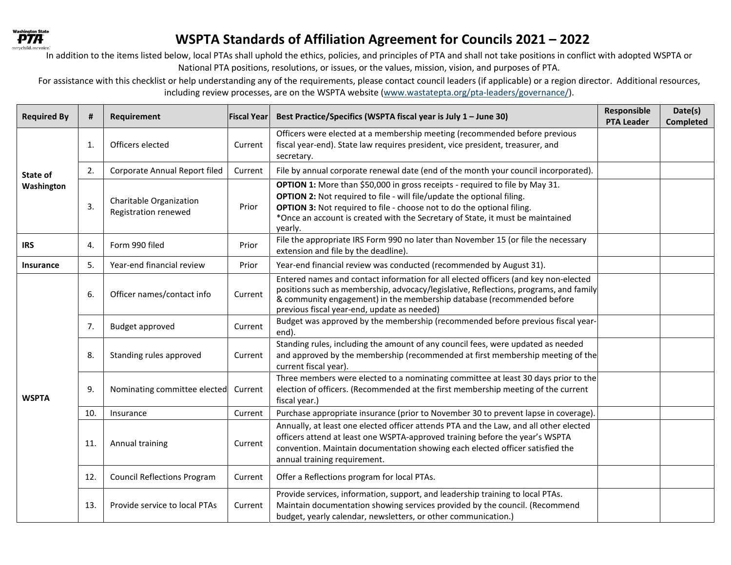# WSPTA Standards of Affiliation Agreement for Councils 2021 – 2022

In addition to the items listed below, local PTAs shall uphold the ethics, policies, and principles of PTA and shall not take positions in conflict with adopted WSPTA or National PTA positions, resolutions, or issues, or the values, mission, vision, and purposes of PTA.

For assistance with this checklist or help understanding any of the requirements, please contact council leaders (if applicable) or a region director. Additional resources, including review processes, are on the WSPTA website (www.wastatepta.org/pta-leaders/governance/).

| Required By | # | Requirement | Fiscal Year | Best Practice/Specifics (WSPTA fiscal year is July 1 – June 30) | Responsible PTA Leader | Date(s) Completed |
|---|---|---|---|---|---|---|
| State of Washington | 1. | Officers elected | Current | Officers were elected at a membership meeting (recommended before previous fiscal year-end). State law requires president, vice president, treasurer, and secretary. | | |
| | 2. | Corporate Annual Report filed | Current | File by annual corporate renewal date (end of the month your council incorporated). | | |
| | 3. | Charitable Organization Registration renewed | Prior | **OPTION 1:** More than $50,000 in gross receipts - required to file by May 31.<br>**OPTION 2:** Not required to file - will file/update the optional filing.<br>**OPTION 3:** Not required to file - choose not to do the optional filing.<br>*Once an account is created with the Secretary of State, it must be maintained yearly. | | |
| IRS | 4. | Form 990 filed | Prior | File the appropriate IRS Form 990 no later than November 15 (or file the necessary extension and file by the deadline). | | |
| Insurance | 5. | Year-end financial review | Prior | Year-end financial review was conducted (recommended by August 31). | | |
| WSPTA | 6. | Officer names/contact info | Current | Entered names and contact information for all elected officers (and key non-elected positions such as membership, advocacy/legislative, Reflections, programs, and family & community engagement) in the membership database (recommended before previous fiscal year-end, update as needed) | | |
| | 7. | Budget approved | Current | Budget was approved by the membership (recommended before previous fiscal year-end). | | |
| | 8. | Standing rules approved | Current | Standing rules, including the amount of any council fees, were updated as needed and approved by the membership (recommended at first membership meeting of the current fiscal year). | | |
| | 9. | Nominating committee elected | Current | Three members were elected to a nominating committee at least 30 days prior to the election of officers. (Recommended at the first membership meeting of the current fiscal year.) | | |
| | 10. | Insurance | Current | Purchase appropriate insurance (prior to November 30 to prevent lapse in coverage). | | |
| | 11. | Annual training | Current | Annually, at least one elected officer attends PTA and the Law, and all other elected officers attend at least one WSPTA-approved training before the year's WSPTA convention. Maintain documentation showing each elected officer satisfied the annual training requirement. | | |
| | 12. | Council Reflections Program | Current | Offer a Reflections program for local PTAs. | | |
| | 13. | Provide service to local PTAs | Current | Provide services, information, support, and leadership training to local PTAs. Maintain documentation showing services provided by the council. (Recommend budget, yearly calendar, newsletters, or other communication.) | | |